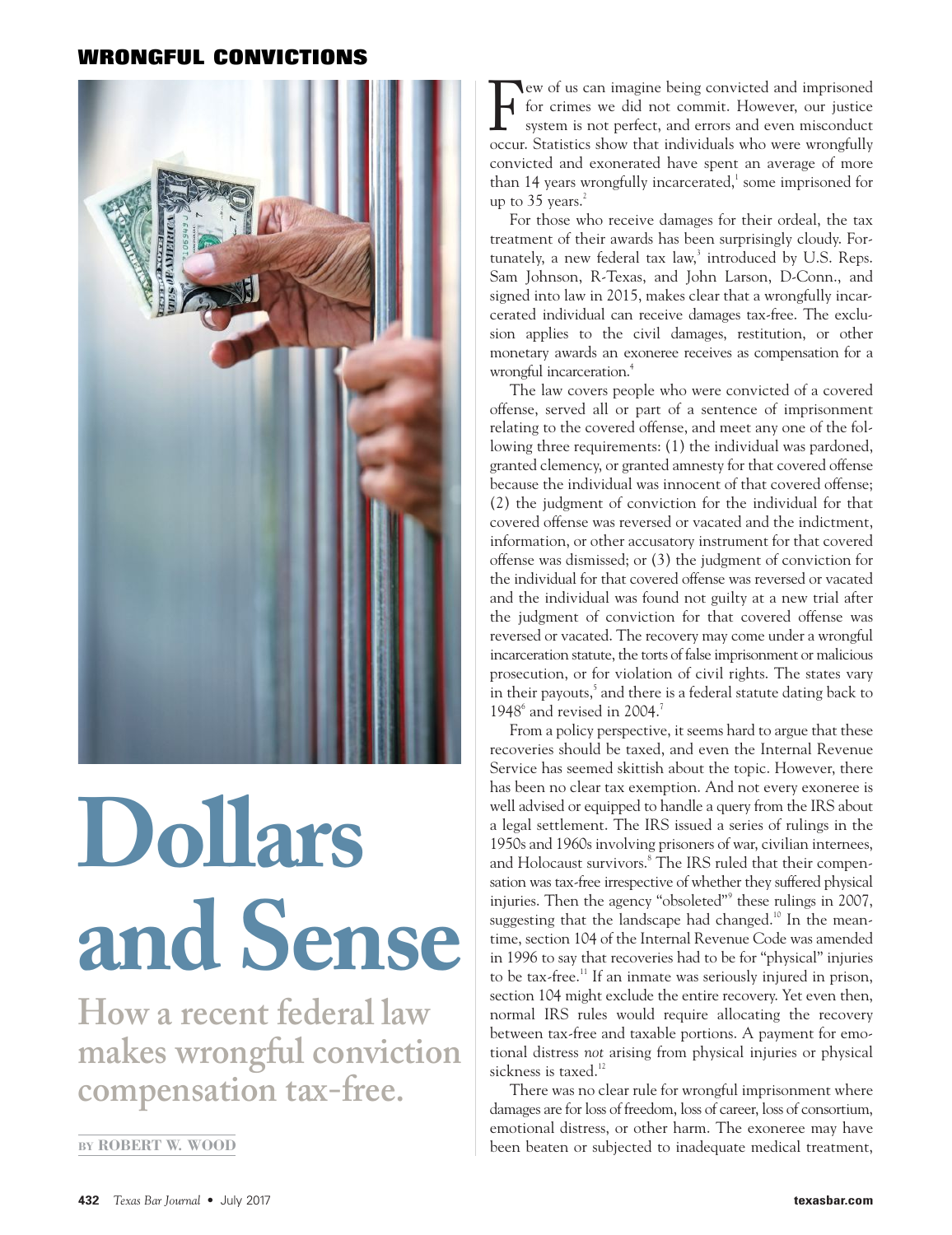WRONGFUL CONVICTIONS

# Dollars and Sense

## How a recent federal law makes wrongful conviction compensation tax-free.

BY ROBERT W. WOOD

Few of us can imagine being convicted and imprisoned for crimes we did not commit. However, our justice system is not perfect, and errors and even misconduct occur. Statistics show that individuals who were wrongfully convicted and exonerated have spent an average of more than 14 years wrongfully incarcerated,[1] some imprisoned for up to 35 years.[2]

For those who receive damages for their ordeal, the tax treatment of their awards has been surprisingly cloudy. Fortunately, a new federal tax law,[3] introduced by U.S. Reps. Sam Johnson, R-Texas, and John Larson, D-Conn., and signed into law in 2015, makes clear that a wrongfully incarcerated individual can receive damages tax-free. The exclusion applies to the civil damages, restitution, or other monetary awards an exoneree receives as compensation for a wrongful incarceration.[4]

The law covers people who were convicted of a covered offense, served all or part of a sentence of imprisonment relating to the covered offense, and meet any one of the following three requirements: (1) the individual was pardoned, granted clemency, or granted amnesty for that covered offense because the individual was innocent of that covered offense; (2) the judgment of conviction for the individual for that covered offense was reversed or vacated and the indictment, information, or other accusatory instrument for that covered offense was dismissed; or (3) the judgment of conviction for the individual for that covered offense was reversed or vacated and the individual was found not guilty at a new trial after the judgment of conviction for that covered offense was reversed or vacated. The recovery may come under a wrongful incarceration statute, the torts of false imprisonment or malicious prosecution, or for violation of civil rights. The states vary in their payouts,[5] and there is a federal statute dating back to 1948[6] and revised in 2004.[7]

From a policy perspective, it seems hard to argue that these recoveries should be taxed, and even the Internal Revenue Service has seemed skittish about the topic. However, there has been no clear tax exemption. And not every exoneree is well advised or equipped to handle a query from the IRS about a legal settlement. The IRS issued a series of rulings in the 1950s and 1960s involving prisoners of war, civilian internees, and Holocaust survivors.[8] The IRS ruled that their compensation was tax-free irrespective of whether they suffered physical injuries. Then the agency "obsoleted"[9] these rulings in 2007, suggesting that the landscape had changed.[10] In the meantime, section 104 of the Internal Revenue Code was amended in 1996 to say that recoveries had to be for "physical" injuries to be tax-free.[11] If an inmate was seriously injured in prison, section 104 might exclude the entire recovery. Yet even then, normal IRS rules would require allocating the recovery between tax-free and taxable portions. A payment for emotional distress *not* arising from physical injuries or physical sickness is taxed.[12]

There was no clear rule for wrongful imprisonment where damages are for loss of freedom, loss of career, loss of consortium, emotional distress, or other harm. The exoneree may have been beaten or subjected to inadequate medical treatment,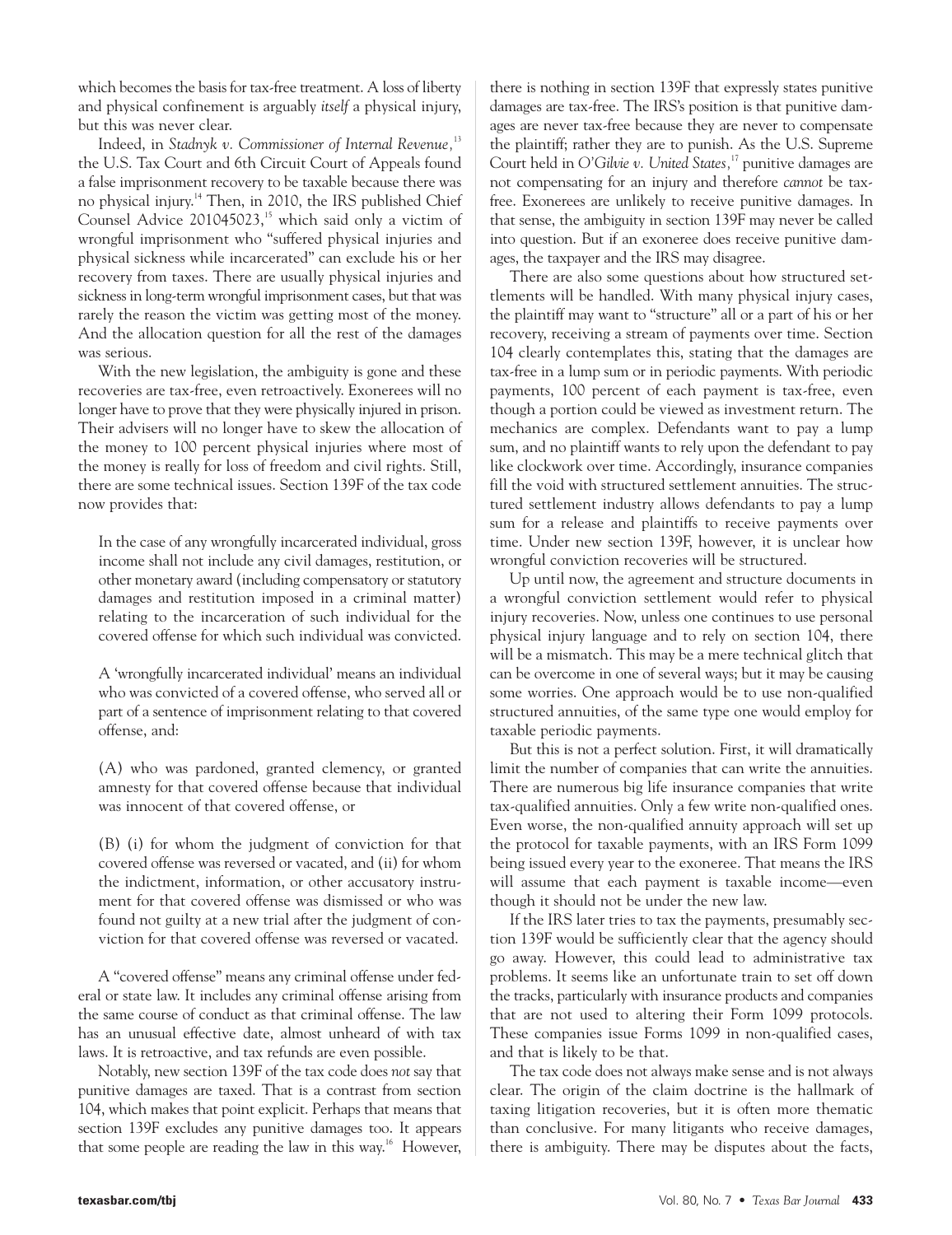which becomes the basis for tax-free treatment. A loss of liberty and physical confinement is arguably *itself* a physical injury, but this was never clear.

Indeed, in *Stadnyk v. Commissioner of Internal Revenue*,[13] the U.S. Tax Court and 6th Circuit Court of Appeals found a false imprisonment recovery to be taxable because there was no physical injury.[14] Then, in 2010, the IRS published Chief Counsel Advice 201045023,[15] which said only a victim of wrongful imprisonment who "suffered physical injuries and physical sickness while incarcerated" can exclude his or her recovery from taxes. There are usually physical injuries and sickness in long-term wrongful imprisonment cases, but that was rarely the reason the victim was getting most of the money. And the allocation question for all the rest of the damages was serious.

With the new legislation, the ambiguity is gone and these recoveries are tax-free, even retroactively. Exonerees will no longer have to prove that they were physically injured in prison. Their advisers will no longer have to skew the allocation of the money to 100 percent physical injuries where most of the money is really for loss of freedom and civil rights. Still, there are some technical issues. Section 139F of the tax code now provides that:

> In the case of any wrongfully incarcerated individual, gross income shall not include any civil damages, restitution, or other monetary award (including compensatory or statutory damages and restitution imposed in a criminal matter) relating to the incarceration of such individual for the covered offense for which such individual was convicted.
>
> A 'wrongfully incarcerated individual' means an individual who was convicted of a covered offense, who served all or part of a sentence of imprisonment relating to that covered offense, and:
>
> (A) who was pardoned, granted clemency, or granted amnesty for that covered offense because that individual was innocent of that covered offense, or
>
> (B) (i) for whom the judgment of conviction for that covered offense was reversed or vacated, and (ii) for whom the indictment, information, or other accusatory instrument for that covered offense was dismissed or who was found not guilty at a new trial after the judgment of conviction for that covered offense was reversed or vacated.

A "covered offense" means any criminal offense under federal or state law. It includes any criminal offense arising from the same course of conduct as that criminal offense. The law has an unusual effective date, almost unheard of with tax laws. It is retroactive, and tax refunds are even possible.

Notably, new section 139F of the tax code does *not* say that punitive damages are taxed. That is a contrast from section 104, which makes that point explicit. Perhaps that means that section 139F excludes any punitive damages too. It appears that some people are reading the law in this way.[16] However, there is nothing in section 139F that expressly states punitive damages are tax-free. The IRS's position is that punitive damages are never tax-free because they are never to compensate the plaintiff; rather they are to punish. As the U.S. Supreme Court held in *O'Gilvie v. United States*,[17] punitive damages are not compensating for an injury and therefore *cannot* be tax-free. Exonerees are unlikely to receive punitive damages. In that sense, the ambiguity in section 139F may never be called into question. But if an exoneree does receive punitive damages, the taxpayer and the IRS may disagree.

There are also some questions about how structured settlements will be handled. With many physical injury cases, the plaintiff may want to "structure" all or a part of his or her recovery, receiving a stream of payments over time. Section 104 clearly contemplates this, stating that the damages are tax-free in a lump sum or in periodic payments. With periodic payments, 100 percent of each payment is tax-free, even though a portion could be viewed as investment return. The mechanics are complex. Defendants want to pay a lump sum, and no plaintiff wants to rely upon the defendant to pay like clockwork over time. Accordingly, insurance companies fill the void with structured settlement annuities. The structured settlement industry allows defendants to pay a lump sum for a release and plaintiffs to receive payments over time. Under new section 139F, however, it is unclear how wrongful conviction recoveries will be structured.

Up until now, the agreement and structure documents in a wrongful conviction settlement would refer to physical injury recoveries. Now, unless one continues to use personal physical injury language and to rely on section 104, there will be a mismatch. This may be a mere technical glitch that can be overcome in one of several ways; but it may be causing some worries. One approach would be to use non-qualified structured annuities, of the same type one would employ for taxable periodic payments.

But this is not a perfect solution. First, it will dramatically limit the number of companies that can write the annuities. There are numerous big life insurance companies that write tax-qualified annuities. Only a few write non-qualified ones. Even worse, the non-qualified annuity approach will set up the protocol for taxable payments, with an IRS Form 1099 being issued every year to the exoneree. That means the IRS will assume that each payment is taxable income—even though it should not be under the new law.

If the IRS later tries to tax the payments, presumably section 139F would be sufficiently clear that the agency should go away. However, this could lead to administrative tax problems. It seems like an unfortunate train to set off down the tracks, particularly with insurance products and companies that are not used to altering their Form 1099 protocols. These companies issue Forms 1099 in non-qualified cases, and that is likely to be that.

The tax code does not always make sense and is not always clear. The origin of the claim doctrine is the hallmark of taxing litigation recoveries, but it is often more thematic than conclusive. For many litigants who receive damages, there is ambiguity. There may be disputes about the facts,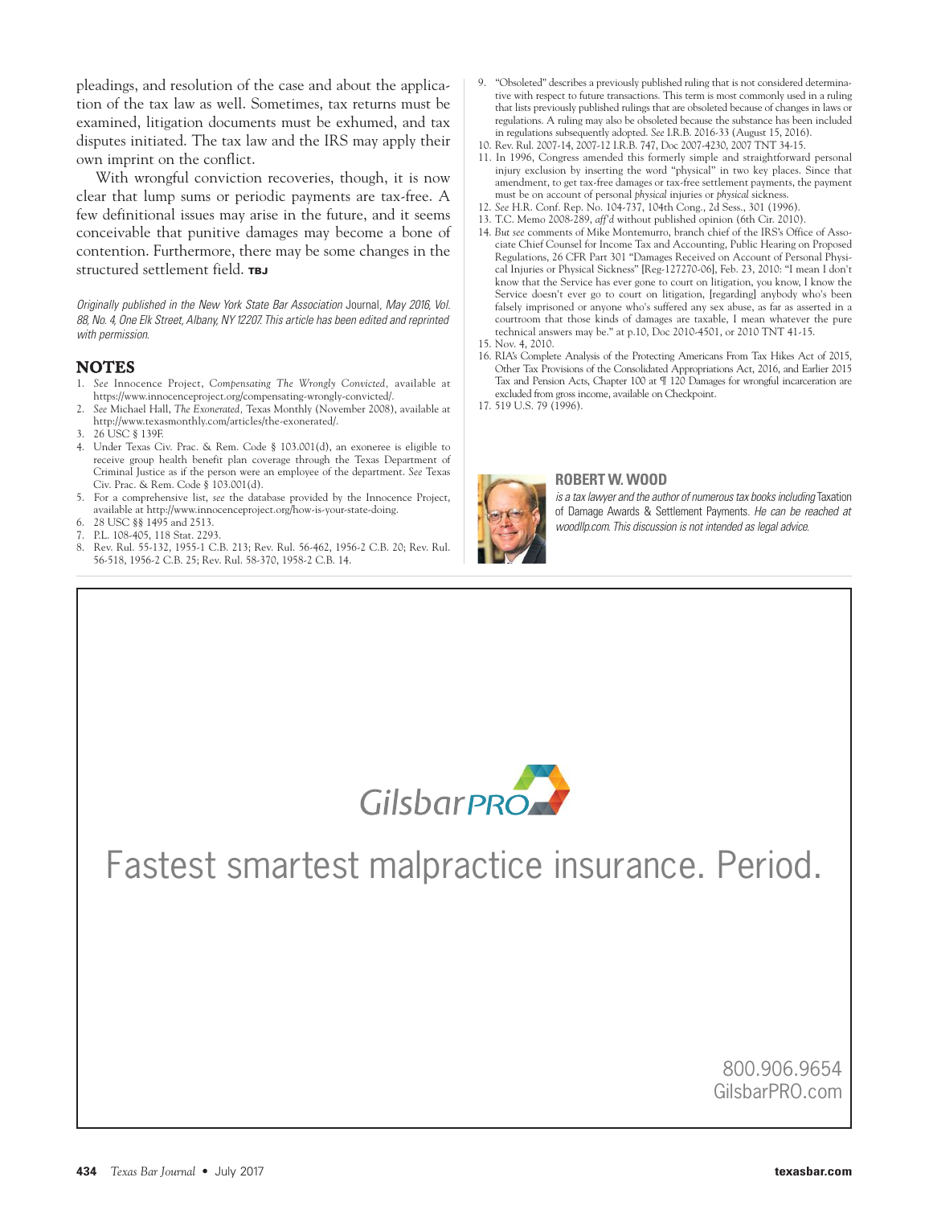pleadings, and resolution of the case and about the application of the tax law as well. Sometimes, tax returns must be examined, litigation documents must be exhumed, and tax disputes initiated. The tax law and the IRS may apply their own imprint on the conflict.

With wrongful conviction recoveries, though, it is now clear that lump sums or periodic payments are tax-free. A few definitional issues may arise in the future, and it seems conceivable that punitive damages may become a bone of contention. Furthermore, there may be some changes in the structured settlement field. **TBJ**

*Originally published in the New York State Bar Association Journal, May 2016, Vol. 88, No. 4, One Elk Street, Albany, NY 12207. This article has been edited and reprinted with permission.*

## NOTES

1. *See* Innocence Project, *Compensating The Wrongly Convicted*, available at https://www.innocenceproject.org/compensating-wrongly-convicted/.
2. *See* Michael Hall, *The Exonerated*, Texas Monthly (November 2008), available at http://www.texasmonthly.com/articles/the-exonerated/.
3. 26 USC § 139F.
4. Under Texas Civ. Prac. & Rem. Code § 103.001(d), an exoneree is eligible to receive group health benefit plan coverage through the Texas Department of Criminal Justice as if the person were an employee of the department. *See* Texas Civ. Prac. & Rem. Code § 103.001(d).
5. For a comprehensive list, *see* the database provided by the Innocence Project, available at http://www.innocenceproject.org/how-is-your-state-doing.
6. 28 USC §§ 1495 and 2513.
7. P.L. 108-405, 118 Stat. 2293.
8. Rev. Rul. 55-132, 1955-1 C.B. 213; Rev. Rul. 56-462, 1956-2 C.B. 20; Rev. Rul. 56-518, 1956-2 C.B. 25; Rev. Rul. 58-370, 1958-2 C.B. 14.
9. "Obsoleted" describes a previously published ruling that is not considered determinative with respect to future transactions. This term is most commonly used in a ruling that lists previously published rulings that are obsoleted because of changes in laws or regulations. A ruling may also be obsoleted because the substance has been included in regulations subsequently adopted. *See* I.R.B. 2016-33 (August 15, 2016).
10. Rev. Rul. 2007-14, 2007-12 I.R.B. 747, Doc 2007-4230, 2007 TNT 34-15.
11. In 1996, Congress amended this formerly simple and straightforward personal injury exclusion by inserting the word "physical" in two key places. Since that amendment, to get tax-free damages or tax-free settlement payments, the payment must be on account of personal *physical* injuries or *physical* sickness.
12. *See* H.R. Conf. Rep. No. 104-737, 104th Cong., 2d Sess., 301 (1996).
13. T.C. Memo 2008-289, *aff'd* without published opinion (6th Cir. 2010).
14. *But see* comments of Mike Montemurro, branch chief of the IRS's Office of Associate Chief Counsel for Income Tax and Accounting, Public Hearing on Proposed Regulations, 26 CFR Part 301 "Damages Received on Account of Personal Physical Injuries or Physical Sickness" [Reg-127270-06], Feb. 23, 2010: "I mean I don't know that the Service has ever gone to court on litigation, you know, I know the Service doesn't ever go to court on litigation, [regarding] anybody who's been falsely imprisoned or anyone who's suffered any sex abuse, as far as asserted in a courtroom that those kinds of damages are taxable, I mean whatever the pure technical answers may be." at p.10, Doc 2010-4501, or 2010 TNT 41-15.
15. Nov. 4, 2010.
16. RIA's Complete Analysis of the Protecting Americans From Tax Hikes Act of 2015, Other Tax Provisions of the Consolidated Appropriations Act, 2016, and Earlier 2015 Tax and Pension Acts, Chapter 100 at ¶ 120 Damages for wrongful incarceration are excluded from gross income, available on Checkpoint.
17. 519 U.S. 79 (1996).

**ROBERT W. WOOD**
*is a tax lawyer and the author of numerous tax books including* Taxation of Damage Awards & Settlement Payments. *He can be reached at woodllp.com. This discussion is not intended as legal advice.*

GilsbarPRO

Fastest smartest malpractice insurance. Period.

800.906.9654
GilsbarPRO.com